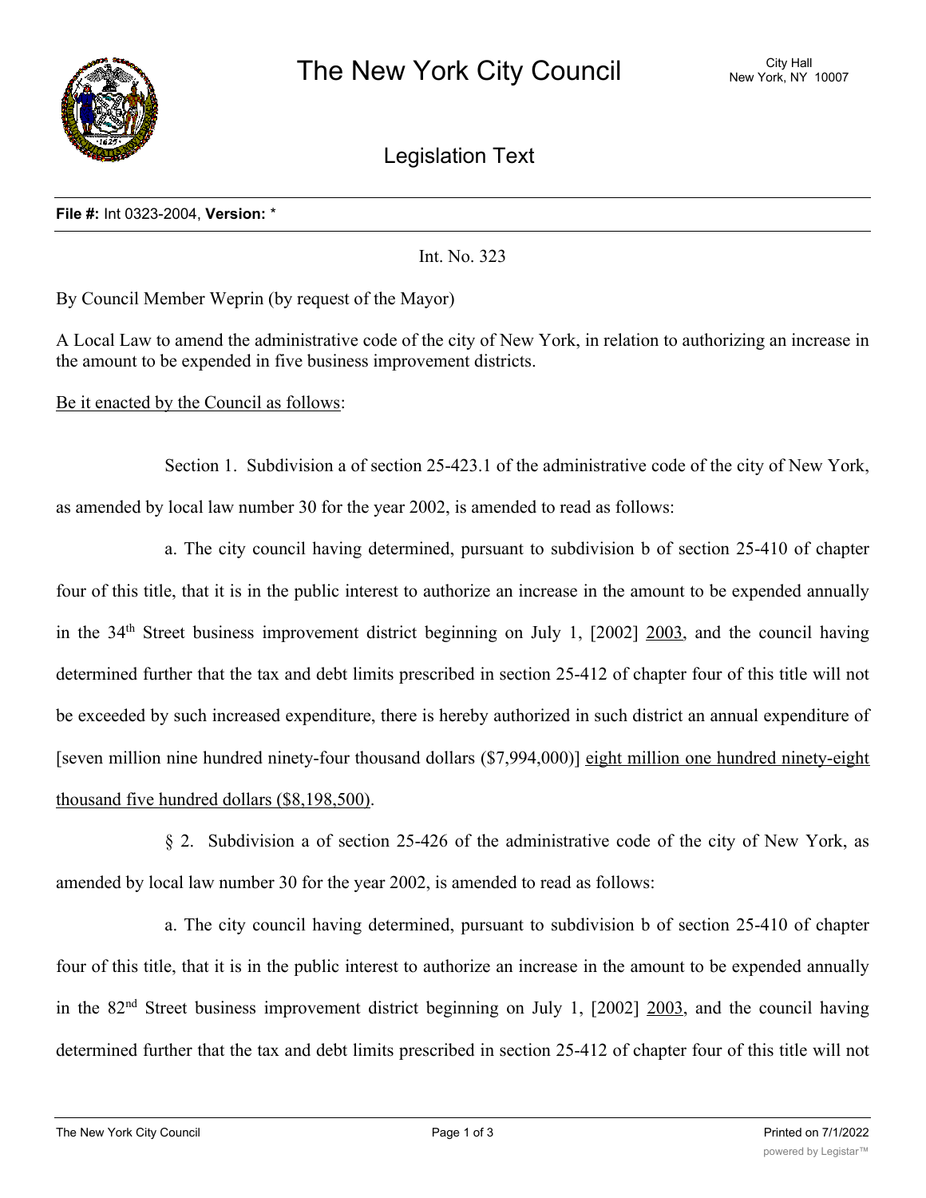# The New York City Council

City Hall
New York, NY 10007

## Legislation Text

**File #:** Int 0323-2004, **Version:** *

Int. No. 323

By Council Member Weprin (by request of the Mayor)

A Local Law to amend the administrative code of the city of New York, in relation to authorizing an increase in the amount to be expended in five business improvement districts.

Be it enacted by the Council as follows:

Section 1. Subdivision a of section 25-423.1 of the administrative code of the city of New York, as amended by local law number 30 for the year 2002, is amended to read as follows:

a. The city council having determined, pursuant to subdivision b of section 25-410 of chapter four of this title, that it is in the public interest to authorize an increase in the amount to be expended annually in the 34th Street business improvement district beginning on July 1, [2002] 2003, and the council having determined further that the tax and debt limits prescribed in section 25-412 of chapter four of this title will not be exceeded by such increased expenditure, there is hereby authorized in such district an annual expenditure of [seven million nine hundred ninety-four thousand dollars ($7,994,000)] eight million one hundred ninety-eight thousand five hundred dollars ($8,198,500).

§ 2. Subdivision a of section 25-426 of the administrative code of the city of New York, as amended by local law number 30 for the year 2002, is amended to read as follows:

a. The city council having determined, pursuant to subdivision b of section 25-410 of chapter four of this title, that it is in the public interest to authorize an increase in the amount to be expended annually in the 82nd Street business improvement district beginning on July 1, [2002] 2003, and the council having determined further that the tax and debt limits prescribed in section 25-412 of chapter four of this title will not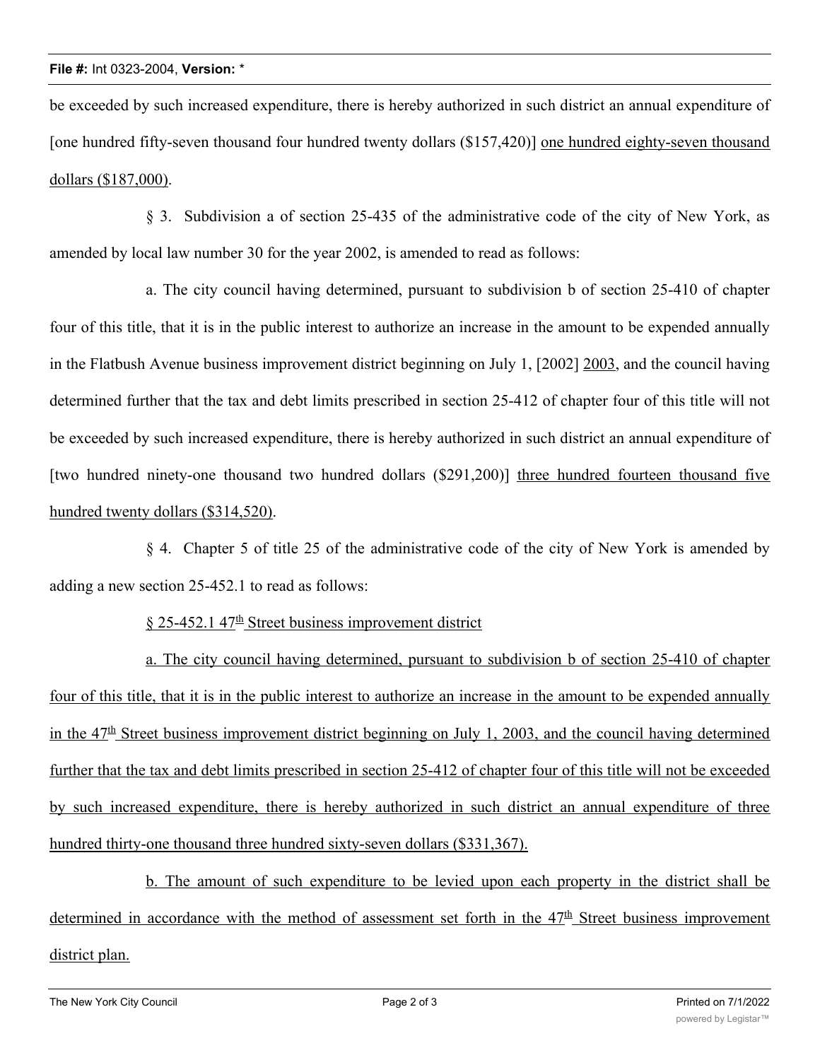be exceeded by such increased expenditure, there is hereby authorized in such district an annual expenditure of [one hundred fifty-seven thousand four hundred twenty dollars ($157,420)] one hundred eighty-seven thousand dollars ($187,000).

§ 3. Subdivision a of section 25-435 of the administrative code of the city of New York, as amended by local law number 30 for the year 2002, is amended to read as follows:

a. The city council having determined, pursuant to subdivision b of section 25-410 of chapter four of this title, that it is in the public interest to authorize an increase in the amount to be expended annually in the Flatbush Avenue business improvement district beginning on July 1, [2002] 2003, and the council having determined further that the tax and debt limits prescribed in section 25-412 of chapter four of this title will not be exceeded by such increased expenditure, there is hereby authorized in such district an annual expenditure of [two hundred ninety-one thousand two hundred dollars ($291,200)] three hundred fourteen thousand five hundred twenty dollars ($314,520).

§ 4. Chapter 5 of title 25 of the administrative code of the city of New York is amended by adding a new section 25-452.1 to read as follows:

§ 25-452.1 47th Street business improvement district

a. The city council having determined, pursuant to subdivision b of section 25-410 of chapter four of this title, that it is in the public interest to authorize an increase in the amount to be expended annually in the 47th Street business improvement district beginning on July 1, 2003, and the council having determined further that the tax and debt limits prescribed in section 25-412 of chapter four of this title will not be exceeded by such increased expenditure, there is hereby authorized in such district an annual expenditure of three hundred thirty-one thousand three hundred sixty-seven dollars ($331,367).

b. The amount of such expenditure to be levied upon each property in the district shall be determined in accordance with the method of assessment set forth in the 47th Street business improvement district plan.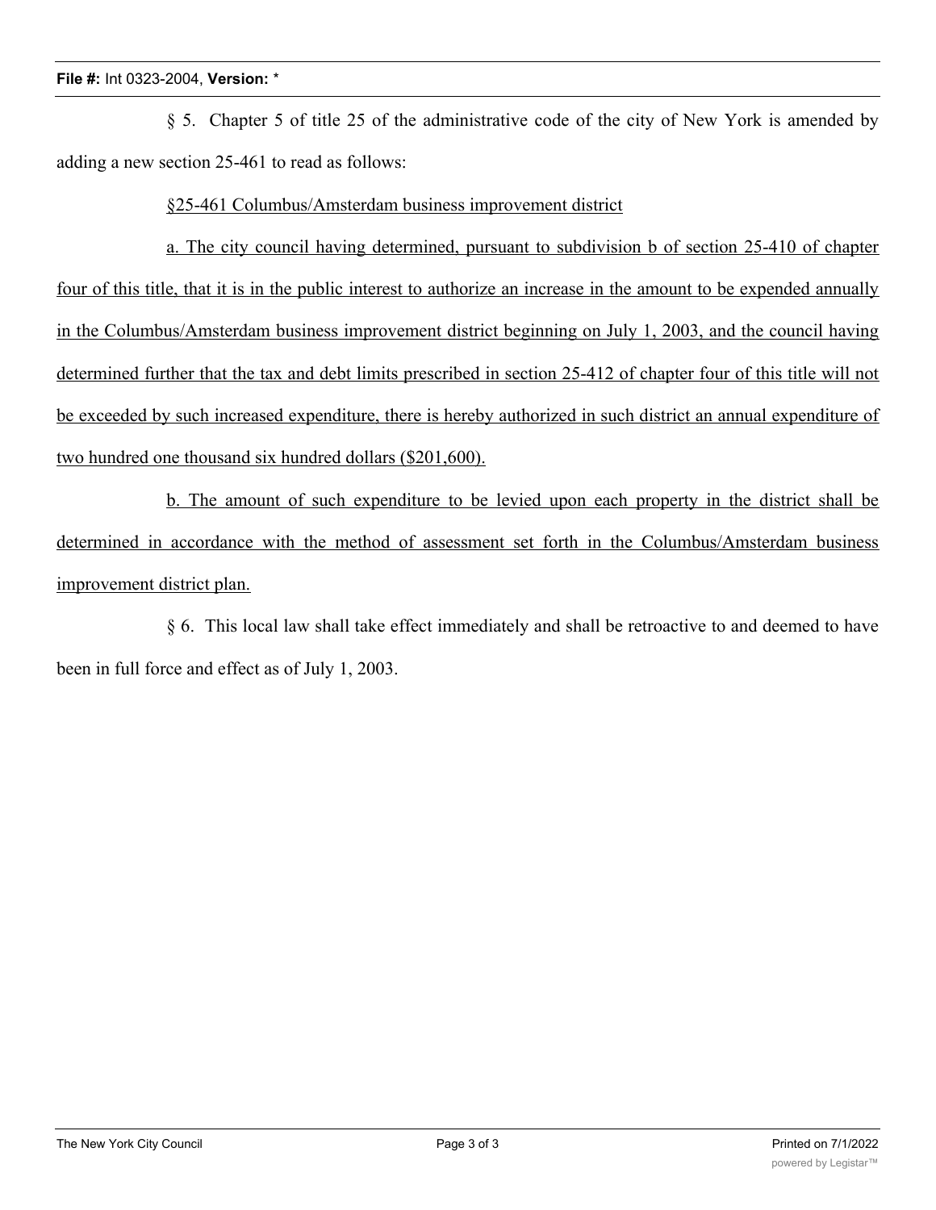§ 5. Chapter 5 of title 25 of the administrative code of the city of New York is amended by adding a new section 25-461 to read as follows:

§25-461 Columbus/Amsterdam business improvement district

a. The city council having determined, pursuant to subdivision b of section 25-410 of chapter four of this title, that it is in the public interest to authorize an increase in the amount to be expended annually in the Columbus/Amsterdam business improvement district beginning on July 1, 2003, and the council having determined further that the tax and debt limits prescribed in section 25-412 of chapter four of this title will not be exceeded by such increased expenditure, there is hereby authorized in such district an annual expenditure of two hundred one thousand six hundred dollars ($201,600).

b. The amount of such expenditure to be levied upon each property in the district shall be determined in accordance with the method of assessment set forth in the Columbus/Amsterdam business improvement district plan.

§ 6. This local law shall take effect immediately and shall be retroactive to and deemed to have been in full force and effect as of July 1, 2003.